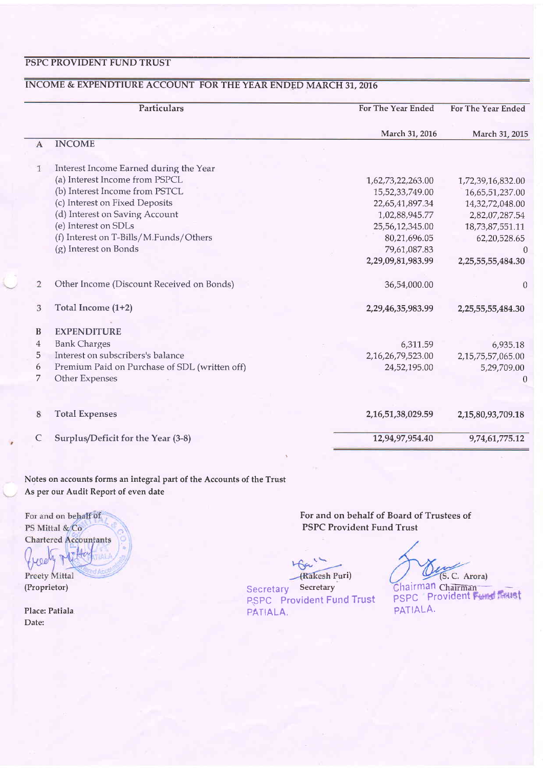## PSPC PROVIDENT FUND TRUST

### INCOME & EXPENDTIURE ACCOUNT FOR THE YEAR ENDED MARCH 31, 2016

| | Particulars | For The Year Ended March 31, 2016 | For The Year Ended March 31, 2015 |
|---|---|---|---|
| **A** | **INCOME** | | |
| 1 | Interest Income Earned during the Year | | |
| | (a) Interest Income from PSPCL | 1,62,73,22,263.00 | 1,72,39,16,832.00 |
| | (b) Interest Income from PSTCL | 15,52,33,749.00 | 16,65,51,237.00 |
| | (c) Interest on Fixed Deposits | 22,65,41,897.34 | 14,32,72,048.00 |
| | (d) Interest on Saving Account | 1,02,88,945.77 | 2,82,07,287.54 |
| | (e) Interest on SDLs | 25,56,12,345.00 | 18,73,87,551.11 |
| | (f) Interest on T-Bills/M.Funds/Others | 80,21,696.05 | 62,20,528.65 |
| | (g) Interest on Bonds | 79,61,087.83 | 0 |
| | | **2,29,09,81,983.99** | **2,25,55,55,484.30** |
| 2 | Other Income (Discount Received on Bonds) | 36,54,000.00 | 0 |
| 3 | **Total Income (1+2)** | **2,29,46,35,983.99** | **2,25,55,55,484.30** |
| **B** | **EXPENDITURE** | | |
| 4 | Bank Charges | 6,311.59 | 6,935.18 |
| 5 | Interest on subscribers's balance | 2,16,26,79,523.00 | 2,15,75,57,065.00 |
| 6 | Premium Paid on Purchase of SDL (written off) | 24,52,195.00 | 5,29,709.00 |
| 7 | Other Expenses | | 0 |
| 8 | **Total Expenses** | **2,16,51,38,029.59** | **2,15,80,93,709.18** |
| C | **Surplus/Deficit for the Year (3-8)** | **12,94,97,954.40** | **9,74,61,775.12** |

**Notes on accounts forms an integral part of the Accounts of the Trust**
**As per our Audit Report of even date**

For and on behalf of
PS Mittal & Co
Chartered Accountants

Preety Mittal
(Proprietor)

Place: Patiala
Date:

**For and on behalf of Board of Trustees of PSPC Provident Fund Trust**

(Rakesh Puri)
Secretary
Secretary
PSPC Provident Fund Trust
PATIALA.

(S. C. Arora)
Chairman
Chairman
PSPC Provident Fund Trust
PATIALA.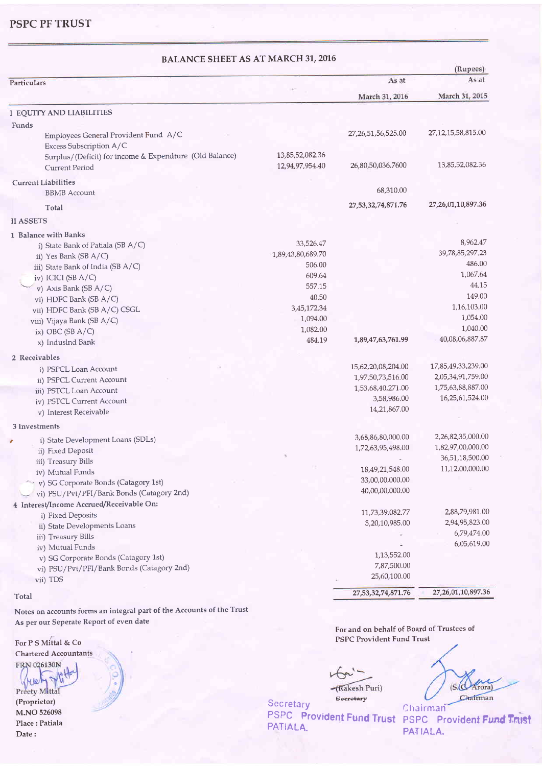## PSPC PF TRUST

### BALANCE SHEET AS AT MARCH 31, 2016

(Rupees)

| Particulars | | As at March 31, 2016 | As at March 31, 2015 |
|---|---|---|---|
| **I EQUITY AND LIABILITIES** | | | |
| Funds | | | |
| Employees General Provident Fund A/C | | 27,26,51,56,525.00 | 27,12,15,58,815.00 |
| Excess Subscription A/C | | | |
| Surplus/(Deficit) for income & Expendture (Old Balance) | 13,85,52,082.36 | | |
| Current Period | 12,94,97,954.40 | 26,80,50,036.7600 | 13,85,52,082.36 |
| Current Liabilities | | | |
| BBMB Account | | 68,310.00 | |
| Total | | 27,53,32,74,871.76 | 27,26,01,10,897.36 |
| **II ASSETS** | | | |
| 1 Balance with Banks | | | |
| i) State Bank of Patiala (SB A/C) | 33,526.47 | | 8,962.47 |
| ii) Yes Bank (SB A/C) | 1,89,43,80,689.70 | | 39,78,85,297.23 |
| iii) State Bank of India (SB A/C) | 506.00 | | 486.00 |
| iv) ICICI (SB A/C) | 609.64 | | 1,067.64 |
| v) Axis Bank (SB A/C) | 557.15 | | 44.15 |
| vi) HDFC Bank (SB A/C) | 40.50 | | 149.00 |
| vii) HDFC Bank (SB A/C) CSGL | 3,45,172.34 | | 1,16,103.00 |
| viii) Vijaya Bank (SB A/C) | 1,094.00 | | 1,054.00 |
| ix) OBC (SB A/C) | 1,082.00 | | 1,040.00 |
| x) Indusind Bank | 484.19 | 1,89,47,63,761.99 | 40,08,06,887.87 |
| 2 Receivables | | | |
| i) PSPCL Loan Account | | 15,62,20,08,204.00 | 17,85,49,33,239.00 |
| ii) PSPCL Current Account | | 1,97,50,73,516.00 | 2,05,34,91,759.00 |
| iii) PSTCL Loan Account | | 1,53,68,40,271.00 | 1,75,63,88,887.00 |
| iv) PSTCL Current Account | | 3,58,986.00 | 16,25,61,524.00 |
| v) Interest Receivable | | 14,21,867.00 | |
| 3 Investments | | | |
| i) State Development Loans (SDLs) | | 3,68,86,80,000.00 | 2,26,82,35,000.00 |
| ii) Fixed Deposit | | 1,72,63,95,498.00 | 1,82,97,00,000.00 |
| iii) Treasury Bills | | - | 36,51,18,500.00 |
| iv) Mutual Funds | | 18,49,21,548.00 | 11,12,00,000.00 |
| v) SG Corporate Bonds (Catagory 1st) | | 33,00,00,000.00 | |
| vi) PSU/Pvt/PFI/Bank Bonds (Catagory 2nd) | | 40,00,00,000.00 | |
| 4 Interest/Income Accrued/Receivable On: | | | |
| i) Fixed Deposits | | 11,73,39,082.77 | 2,88,79,981.00 |
| ii) State Developments Loans | | 5,20,10,985.00 | 2,94,95,823.00 |
| iii) Treasury Bills | | - | 6,79,474.00 |
| iv) Mutual Funds | | - | 6,05,619.00 |
| v) SG Corporate Bonds (Catagory 1st) | | 1,13,552.00 | |
| vi) PSU/Pvt/PFI/Bank Bonds (Catagory 2nd) | | 7,87,500.00 | |
| vii) TDS | | 25,60,100.00 | |
| Total | | 27,53,32,74,871.76 | 27,26,01,10,897.36 |

Notes on accounts forms an integral part of the Accounts of the Trust

As per our Seperate Report of even date

For P S Mittal & Co
Chartered Accountants
FRN 026130N

Preety Mittal
(Proprietor)
M.NO 526098
Place : Patiala
Date :

For and on behalf of Board of Trustees of PSPC Provident Fund Trust

(Rakesh Puri)
Secretary
Secretary
PSPC Provident Fund Trust
PATIALA.

(S.C. Arora)
Chairman
Chairman
PSPC Provident Fund Trust
PATIALA.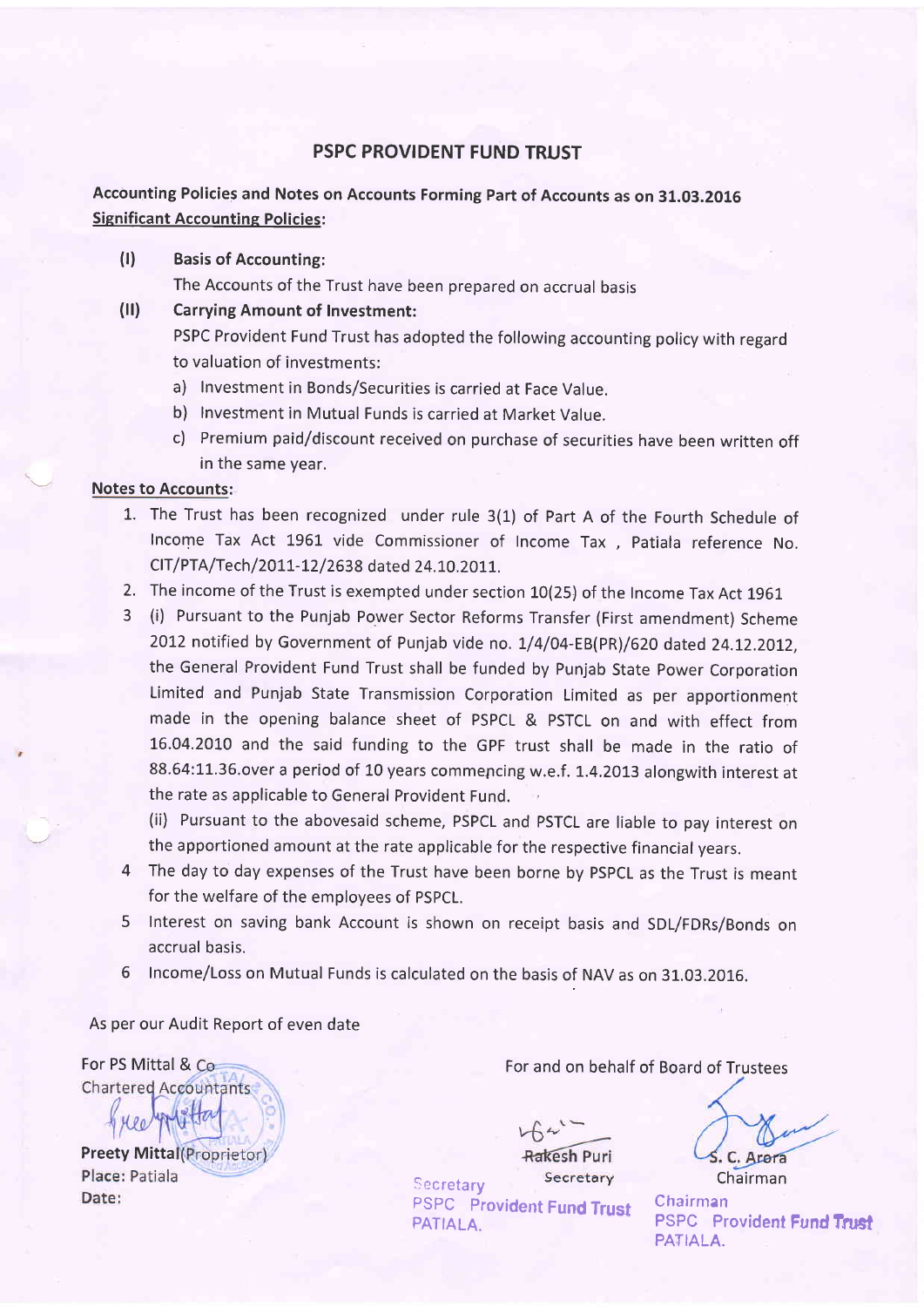## PSPC PROVIDENT FUND TRUST

**Accounting Policies and Notes on Accounts Forming Part of Accounts as on 31.03.2016**

**Significant Accounting Policies:**

**(I) Basis of Accounting:**

The Accounts of the Trust have been prepared on accrual basis

**(II) Carrying Amount of Investment:**

PSPC Provident Fund Trust has adopted the following accounting policy with regard to valuation of investments:

a) Investment in Bonds/Securities is carried at Face Value.

b) Investment in Mutual Funds is carried at Market Value.

c) Premium paid/discount received on purchase of securities have been written off in the same year.

**Notes to Accounts:**

1. The Trust has been recognized under rule 3(1) of Part A of the Fourth Schedule of Income Tax Act 1961 vide Commissioner of Income Tax, Patiala reference No. CIT/PTA/Tech/2011-12/2638 dated 24.10.2011.
2. The income of the Trust is exempted under section 10(25) of the Income Tax Act 1961
3. (i) Pursuant to the Punjab Power Sector Reforms Transfer (First amendment) Scheme 2012 notified by Government of Punjab vide no. 1/4/04-EB(PR)/620 dated 24.12.2012, the General Provident Fund Trust shall be funded by Punjab State Power Corporation Limited and Punjab State Transmission Corporation Limited as per apportionment made in the opening balance sheet of PSPCL & PSTCL on and with effect from 16.04.2010 and the said funding to the GPF trust shall be made in the ratio of 88.64:11.36.over a period of 10 years commencing w.e.f. 1.4.2013 alongwith interest at the rate as applicable to General Provident Fund.

   (ii) Pursuant to the abovesaid scheme, PSPCL and PSTCL are liable to pay interest on the apportioned amount at the rate applicable for the respective financial years.
4. The day to day expenses of the Trust have been borne by PSPCL as the Trust is meant for the welfare of the employees of PSPCL.
5. Interest on saving bank Account is shown on receipt basis and SDL/FDRs/Bonds on accrual basis.
6. Income/Loss on Mutual Funds is calculated on the basis of NAV as on 31.03.2016.

As per our Audit Report of even date

For PS Mittal & Co
Chartered Accountants

**Preety Mittal**(Proprietor)
Place: Patiala
Date:

For and on behalf of Board of Trustees

Rakesh Puri
Secretary
Secretary
PSPC Provident Fund Trust
PATIALA.

S. C. Arora
Chairman
Chairman
PSPC Provident Fund Trust
PATIALA.